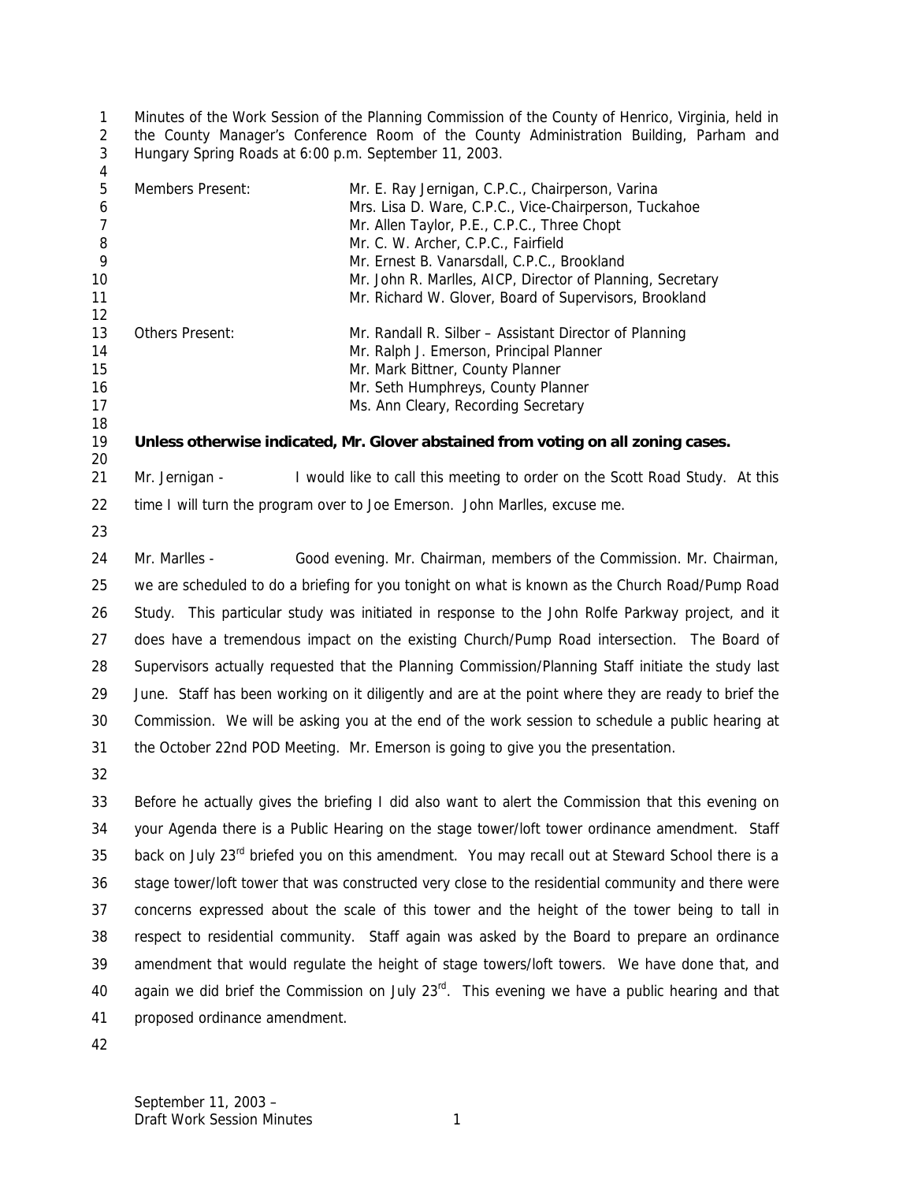Minutes of the Work Session of the Planning Commission of the County of Henrico, Virginia, held in the County Manager's Conference Room of the County Administration Building, Parham and Hungary Spring Roads at 6:00 p.m. September 11, 2003.

| | |
|---|---|
| Members Present: | Mr. E. Ray Jernigan, C.P.C., Chairperson, Varina |
| | Mrs. Lisa D. Ware, C.P.C., Vice-Chairperson, Tuckahoe |
| | Mr. Allen Taylor, P.E., C.P.C., Three Chopt |
| | Mr. C. W. Archer, C.P.C., Fairfield |
| | Mr. Ernest B. Vanarsdall, C.P.C., Brookland |
| | Mr. John R. Marlles, AICP, Director of Planning, Secretary |
| | Mr. Richard W. Glover, Board of Supervisors, Brookland |
| Others Present: | Mr. Randall R. Silber – Assistant Director of Planning |
| | Mr. Ralph J. Emerson, Principal Planner |
| | Mr. Mark Bittner, County Planner |
| | Mr. Seth Humphreys, County Planner |
| | Ms. Ann Cleary, Recording Secretary |

**Unless otherwise indicated, Mr. Glover abstained from voting on all zoning cases.**

Mr. Jernigan - I would like to call this meeting to order on the Scott Road Study. At this time I will turn the program over to Joe Emerson. John Marlles, excuse me.

Mr. Marlles - Good evening. Mr. Chairman, members of the Commission. Mr. Chairman, we are scheduled to do a briefing for you tonight on what is known as the Church Road/Pump Road Study. This particular study was initiated in response to the John Rolfe Parkway project, and it does have a tremendous impact on the existing Church/Pump Road intersection. The Board of Supervisors actually requested that the Planning Commission/Planning Staff initiate the study last June. Staff has been working on it diligently and are at the point where they are ready to brief the Commission. We will be asking you at the end of the work session to schedule a public hearing at the October 22nd POD Meeting. Mr. Emerson is going to give you the presentation.

Before he actually gives the briefing I did also want to alert the Commission that this evening on your Agenda there is a Public Hearing on the stage tower/loft tower ordinance amendment. Staff back on July 23rd briefed you on this amendment. You may recall out at Steward School there is a stage tower/loft tower that was constructed very close to the residential community and there were concerns expressed about the scale of this tower and the height of the tower being to tall in respect to residential community. Staff again was asked by the Board to prepare an ordinance amendment that would regulate the height of stage towers/loft towers. We have done that, and again we did brief the Commission on July 23rd. This evening we have a public hearing and that proposed ordinance amendment.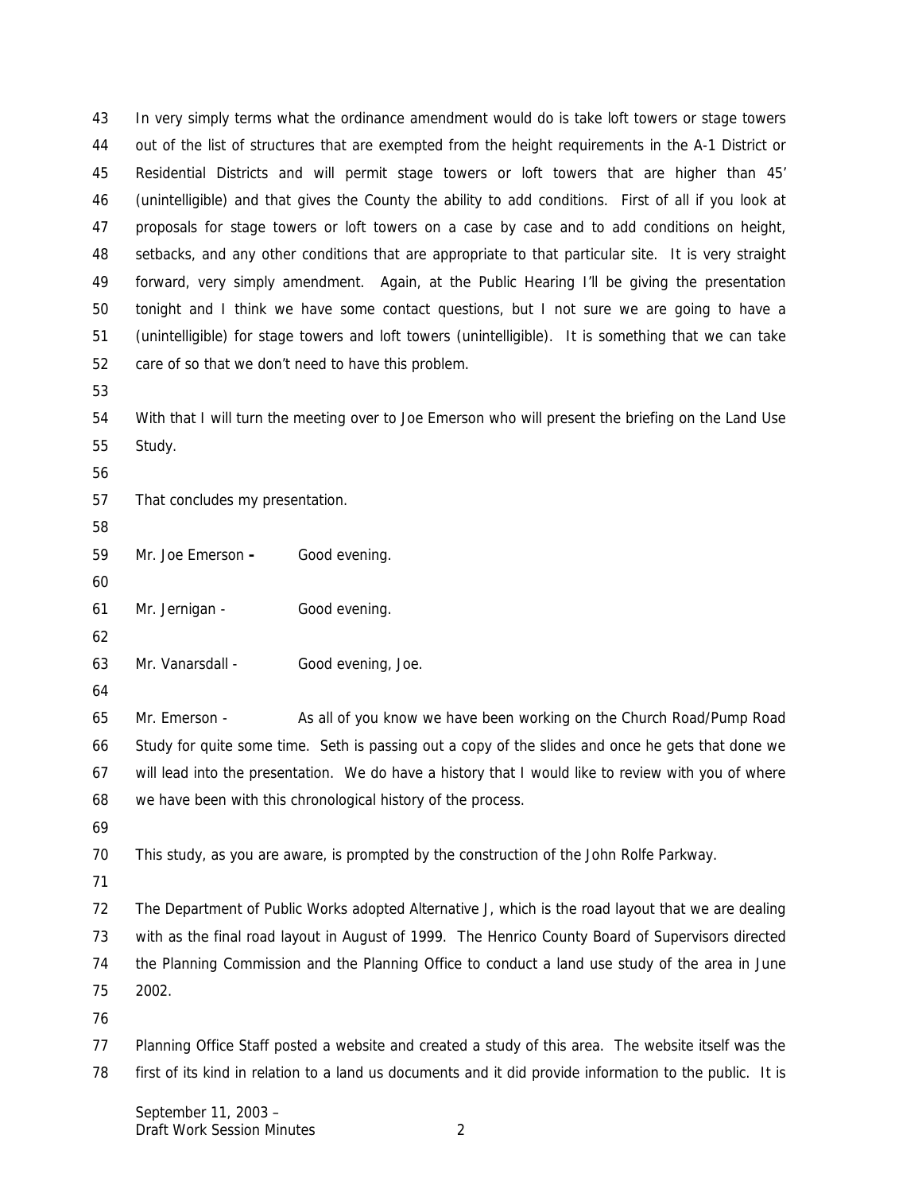In very simply terms what the ordinance amendment would do is take loft towers or stage towers out of the list of structures that are exempted from the height requirements in the A-1 District or Residential Districts and will permit stage towers or loft towers that are higher than 45' (unintelligible) and that gives the County the ability to add conditions. First of all if you look at proposals for stage towers or loft towers on a case by case and to add conditions on height, setbacks, and any other conditions that are appropriate to that particular site. It is very straight forward, very simply amendment. Again, at the Public Hearing I'll be giving the presentation tonight and I think we have some contact questions, but I not sure we are going to have a (unintelligible) for stage towers and loft towers (unintelligible). It is something that we can take care of so that we don't need to have this problem.

With that I will turn the meeting over to Joe Emerson who will present the briefing on the Land Use Study.

That concludes my presentation.

Mr. Joe Emerson - Good evening.

Mr. Jernigan - Good evening.

Mr. Vanarsdall - Good evening, Joe.

Mr. Emerson - As all of you know we have been working on the Church Road/Pump Road Study for quite some time. Seth is passing out a copy of the slides and once he gets that done we will lead into the presentation. We do have a history that I would like to review with you of where we have been with this chronological history of the process.

This study, as you are aware, is prompted by the construction of the John Rolfe Parkway.

The Department of Public Works adopted Alternative J, which is the road layout that we are dealing with as the final road layout in August of 1999. The Henrico County Board of Supervisors directed the Planning Commission and the Planning Office to conduct a land use study of the area in June 2002.

Planning Office Staff posted a website and created a study of this area. The website itself was the first of its kind in relation to a land us documents and it did provide information to the public. It is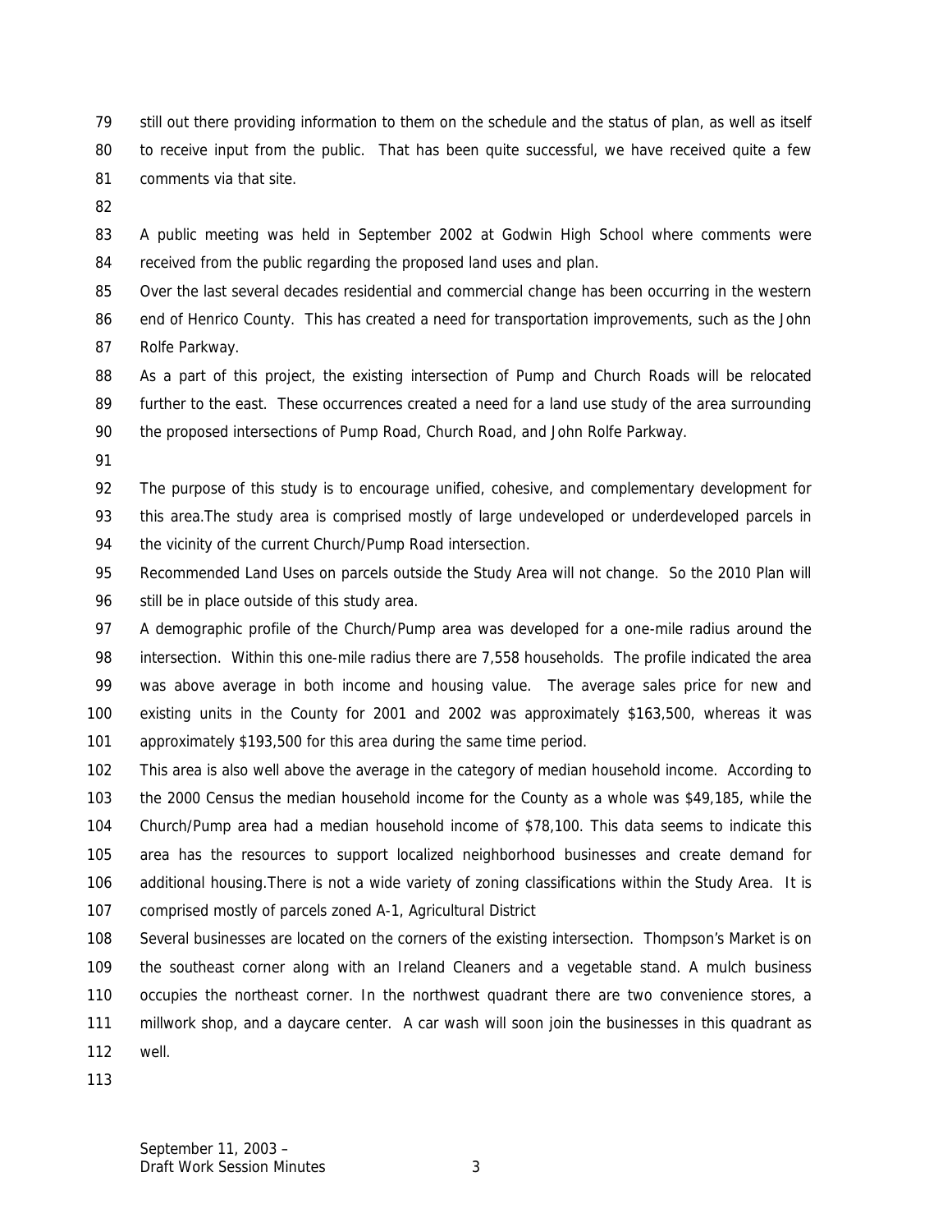still out there providing information to them on the schedule and the status of plan, as well as itself to receive input from the public. That has been quite successful, we have received quite a few comments via that site.

A public meeting was held in September 2002 at Godwin High School where comments were received from the public regarding the proposed land uses and plan.

Over the last several decades residential and commercial change has been occurring in the western end of Henrico County. This has created a need for transportation improvements, such as the John Rolfe Parkway.

As a part of this project, the existing intersection of Pump and Church Roads will be relocated further to the east. These occurrences created a need for a land use study of the area surrounding the proposed intersections of Pump Road, Church Road, and John Rolfe Parkway.

The purpose of this study is to encourage unified, cohesive, and complementary development for this area.The study area is comprised mostly of large undeveloped or underdeveloped parcels in the vicinity of the current Church/Pump Road intersection.

Recommended Land Uses on parcels outside the Study Area will not change. So the 2010 Plan will still be in place outside of this study area.

A demographic profile of the Church/Pump area was developed for a one-mile radius around the intersection. Within this one-mile radius there are 7,558 households. The profile indicated the area was above average in both income and housing value. The average sales price for new and existing units in the County for 2001 and 2002 was approximately $163,500, whereas it was approximately $193,500 for this area during the same time period.

This area is also well above the average in the category of median household income. According to the 2000 Census the median household income for the County as a whole was $49,185, while the Church/Pump area had a median household income of $78,100. This data seems to indicate this area has the resources to support localized neighborhood businesses and create demand for additional housing.There is not a wide variety of zoning classifications within the Study Area. It is comprised mostly of parcels zoned A-1, Agricultural District

Several businesses are located on the corners of the existing intersection. Thompson's Market is on the southeast corner along with an Ireland Cleaners and a vegetable stand. A mulch business occupies the northeast corner. In the northwest quadrant there are two convenience stores, a millwork shop, and a daycare center. A car wash will soon join the businesses in this quadrant as well.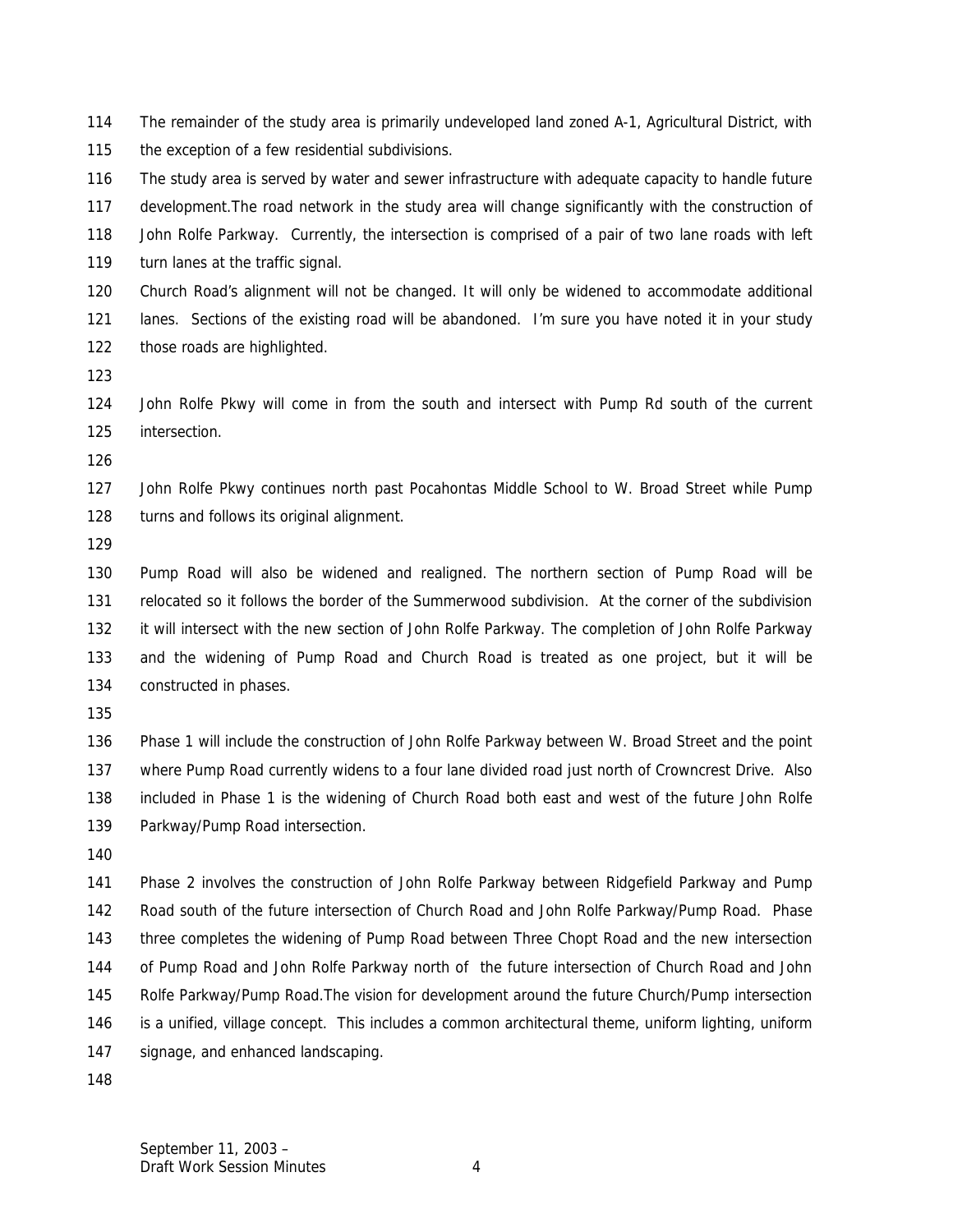The remainder of the study area is primarily undeveloped land zoned A-1, Agricultural District, with the exception of a few residential subdivisions.

The study area is served by water and sewer infrastructure with adequate capacity to handle future development.The road network in the study area will change significantly with the construction of John Rolfe Parkway. Currently, the intersection is comprised of a pair of two lane roads with left turn lanes at the traffic signal.

Church Road's alignment will not be changed. It will only be widened to accommodate additional lanes. Sections of the existing road will be abandoned. I'm sure you have noted it in your study those roads are highlighted.

John Rolfe Pkwy will come in from the south and intersect with Pump Rd south of the current intersection.

John Rolfe Pkwy continues north past Pocahontas Middle School to W. Broad Street while Pump turns and follows its original alignment.

Pump Road will also be widened and realigned. The northern section of Pump Road will be relocated so it follows the border of the Summerwood subdivision. At the corner of the subdivision it will intersect with the new section of John Rolfe Parkway. The completion of John Rolfe Parkway and the widening of Pump Road and Church Road is treated as one project, but it will be constructed in phases.

Phase 1 will include the construction of John Rolfe Parkway between W. Broad Street and the point where Pump Road currently widens to a four lane divided road just north of Crowncrest Drive. Also included in Phase 1 is the widening of Church Road both east and west of the future John Rolfe Parkway/Pump Road intersection.

Phase 2 involves the construction of John Rolfe Parkway between Ridgefield Parkway and Pump Road south of the future intersection of Church Road and John Rolfe Parkway/Pump Road. Phase three completes the widening of Pump Road between Three Chopt Road and the new intersection of Pump Road and John Rolfe Parkway north of the future intersection of Church Road and John Rolfe Parkway/Pump Road.The vision for development around the future Church/Pump intersection is a unified, village concept. This includes a common architectural theme, uniform lighting, uniform signage, and enhanced landscaping.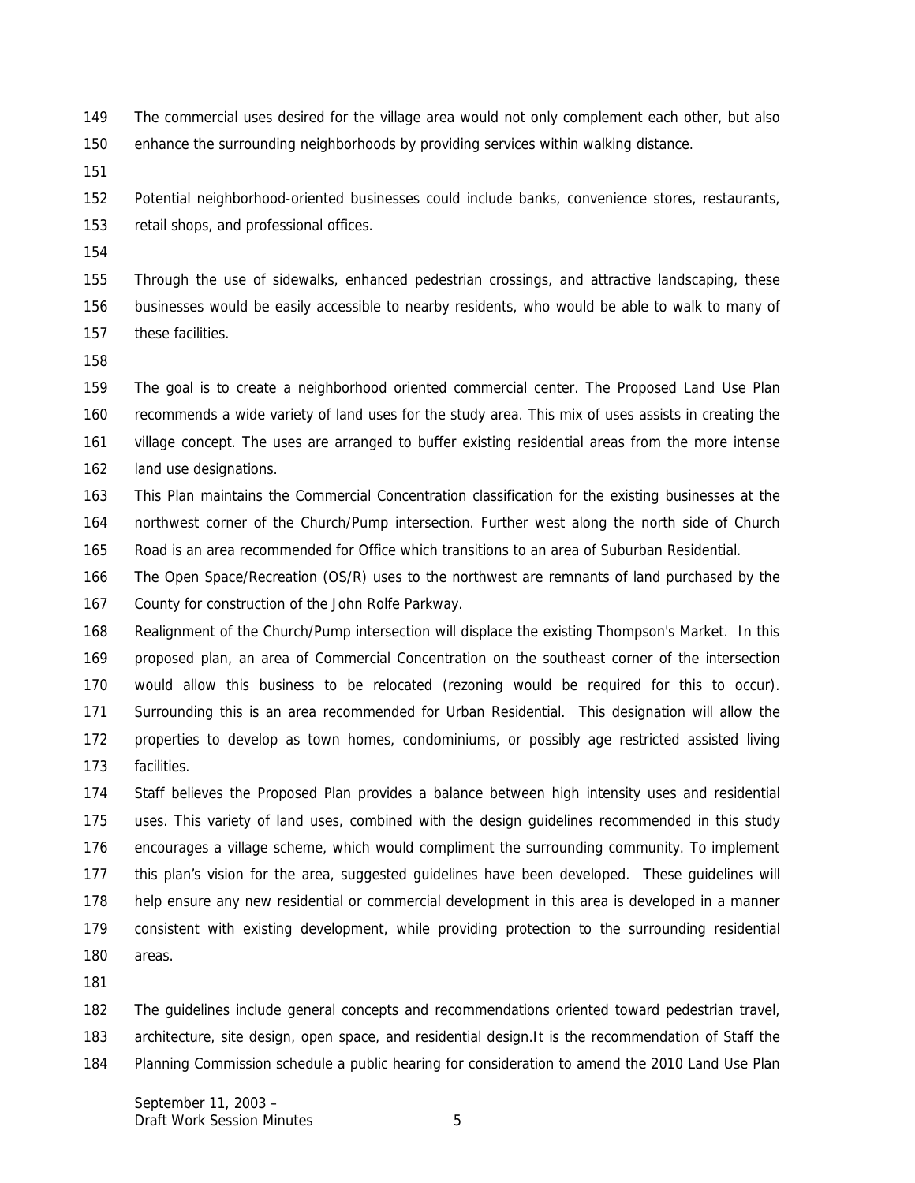The commercial uses desired for the village area would not only complement each other, but also enhance the surrounding neighborhoods by providing services within walking distance.

Potential neighborhood-oriented businesses could include banks, convenience stores, restaurants, retail shops, and professional offices.

Through the use of sidewalks, enhanced pedestrian crossings, and attractive landscaping, these businesses would be easily accessible to nearby residents, who would be able to walk to many of these facilities.

The goal is to create a neighborhood oriented commercial center. The Proposed Land Use Plan recommends a wide variety of land uses for the study area. This mix of uses assists in creating the village concept. The uses are arranged to buffer existing residential areas from the more intense land use designations.

This Plan maintains the Commercial Concentration classification for the existing businesses at the northwest corner of the Church/Pump intersection. Further west along the north side of Church Road is an area recommended for Office which transitions to an area of Suburban Residential.

The Open Space/Recreation (OS/R) uses to the northwest are remnants of land purchased by the County for construction of the John Rolfe Parkway.

Realignment of the Church/Pump intersection will displace the existing Thompson's Market. In this proposed plan, an area of Commercial Concentration on the southeast corner of the intersection would allow this business to be relocated (rezoning would be required for this to occur). Surrounding this is an area recommended for Urban Residential. This designation will allow the properties to develop as town homes, condominiums, or possibly age restricted assisted living facilities.

Staff believes the Proposed Plan provides a balance between high intensity uses and residential uses. This variety of land uses, combined with the design guidelines recommended in this study encourages a village scheme, which would compliment the surrounding community. To implement this plan's vision for the area, suggested guidelines have been developed. These guidelines will help ensure any new residential or commercial development in this area is developed in a manner consistent with existing development, while providing protection to the surrounding residential areas.

The guidelines include general concepts and recommendations oriented toward pedestrian travel, architecture, site design, open space, and residential design.It is the recommendation of Staff the Planning Commission schedule a public hearing for consideration to amend the 2010 Land Use Plan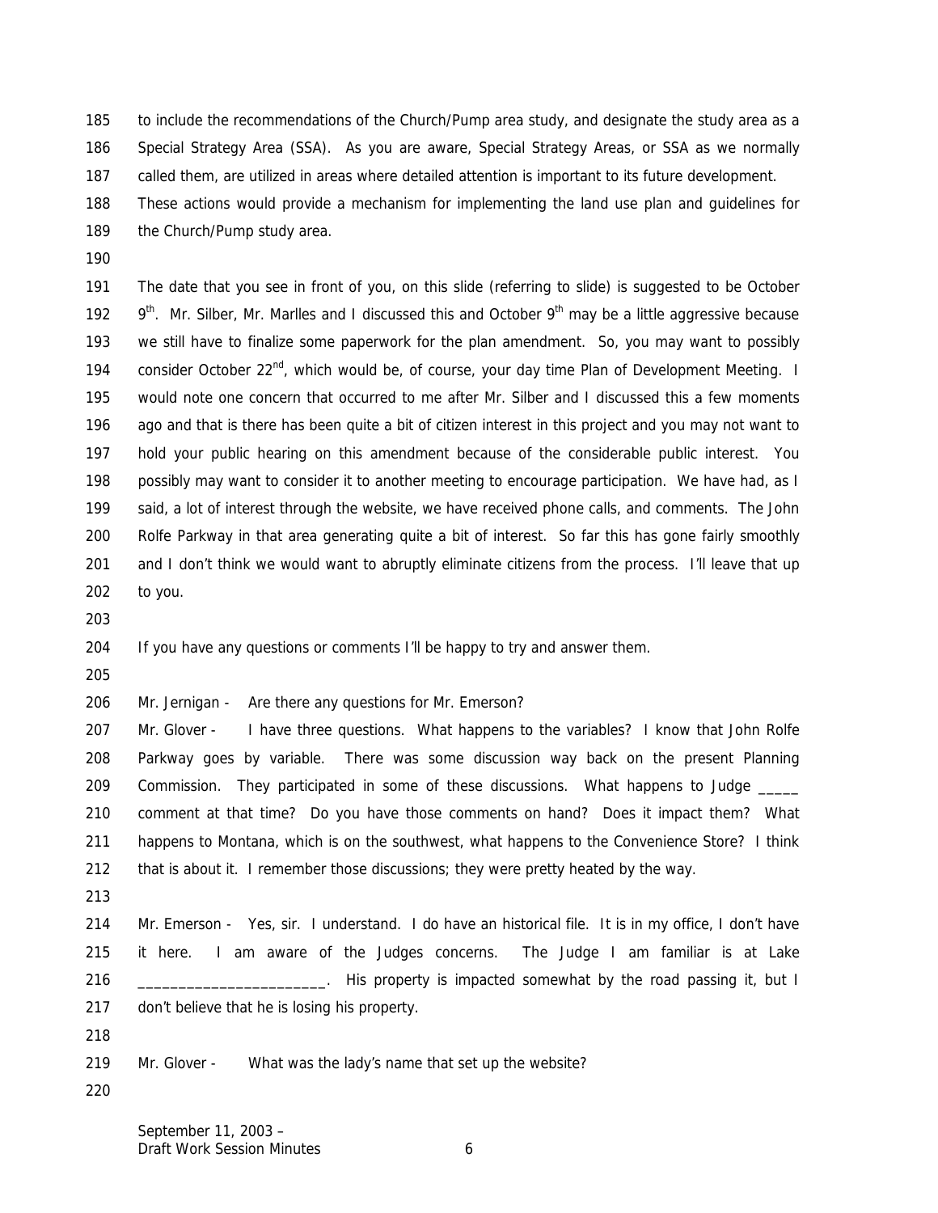to include the recommendations of the Church/Pump area study, and designate the study area as a Special Strategy Area (SSA). As you are aware, Special Strategy Areas, or SSA as we normally called them, are utilized in areas where detailed attention is important to its future development. These actions would provide a mechanism for implementing the land use plan and guidelines for the Church/Pump study area.

The date that you see in front of you, on this slide (referring to slide) is suggested to be October 9th. Mr. Silber, Mr. Marlles and I discussed this and October 9th may be a little aggressive because we still have to finalize some paperwork for the plan amendment. So, you may want to possibly consider October 22nd, which would be, of course, your day time Plan of Development Meeting. I would note one concern that occurred to me after Mr. Silber and I discussed this a few moments ago and that is there has been quite a bit of citizen interest in this project and you may not want to hold your public hearing on this amendment because of the considerable public interest. You possibly may want to consider it to another meeting to encourage participation. We have had, as I said, a lot of interest through the website, we have received phone calls, and comments. The John Rolfe Parkway in that area generating quite a bit of interest. So far this has gone fairly smoothly and I don't think we would want to abruptly eliminate citizens from the process. I'll leave that up to you.

If you have any questions or comments I'll be happy to try and answer them.

Mr. Jernigan - Are there any questions for Mr. Emerson?

Mr. Glover - I have three questions. What happens to the variables? I know that John Rolfe Parkway goes by variable. There was some discussion way back on the present Planning Commission. They participated in some of these discussions. What happens to Judge _____ comment at that time? Do you have those comments on hand? Does it impact them? What happens to Montana, which is on the southwest, what happens to the Convenience Store? I think that is about it. I remember those discussions; they were pretty heated by the way.

Mr. Emerson - Yes, sir. I understand. I do have an historical file. It is in my office, I don't have it here. I am aware of the Judges concerns. The Judge I am familiar is at Lake _______________________. His property is impacted somewhat by the road passing it, but I don't believe that he is losing his property.

Mr. Glover - What was the lady's name that set up the website?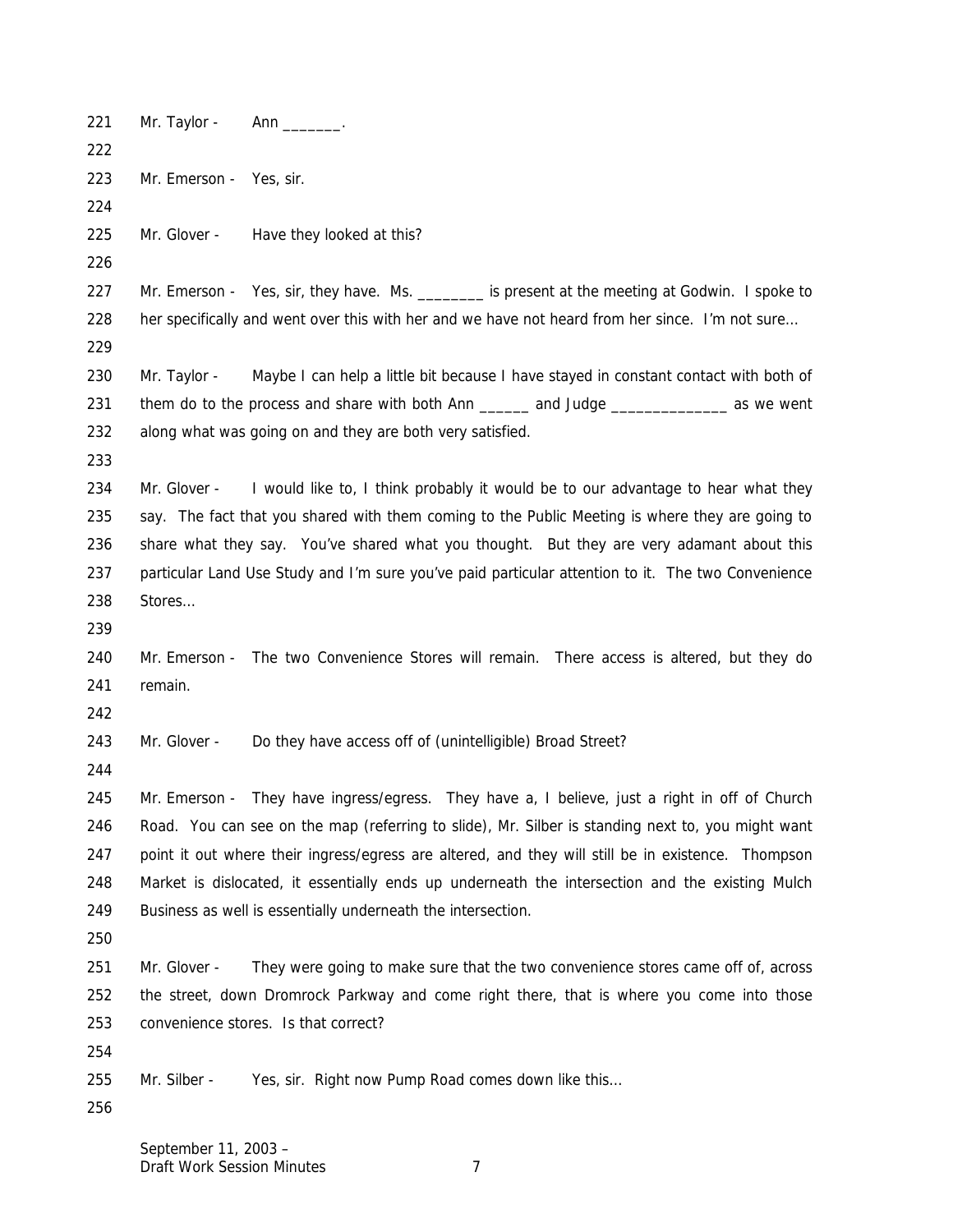221 Mr. Taylor - Ann _______.

222

223 Mr. Emerson - Yes, sir.

224

225 Mr. Glover - Have they looked at this?

226

227 Mr. Emerson - Yes, sir, they have. Ms. ________ is present at the meeting at Godwin. I spoke to
228 her specifically and went over this with her and we have not heard from her since. I'm not sure…

229

230 Mr. Taylor - Maybe I can help a little bit because I have stayed in constant contact with both of
231 them do to the process and share with both Ann ______ and Judge ______________ as we went
232 along what was going on and they are both very satisfied.

233

234 Mr. Glover - I would like to, I think probably it would be to our advantage to hear what they
235 say. The fact that you shared with them coming to the Public Meeting is where they are going to
236 share what they say. You've shared what you thought. But they are very adamant about this
237 particular Land Use Study and I'm sure you've paid particular attention to it. The two Convenience
238 Stores…

239

240 Mr. Emerson - The two Convenience Stores will remain. There access is altered, but they do
241 remain.

242

243 Mr. Glover - Do they have access off of (unintelligible) Broad Street?

244

245 Mr. Emerson - They have ingress/egress. They have a, I believe, just a right in off of Church
246 Road. You can see on the map (referring to slide), Mr. Silber is standing next to, you might want
247 point it out where their ingress/egress are altered, and they will still be in existence. Thompson
248 Market is dislocated, it essentially ends up underneath the intersection and the existing Mulch
249 Business as well is essentially underneath the intersection.

250

251 Mr. Glover - They were going to make sure that the two convenience stores came off of, across
252 the street, down Dromrock Parkway and come right there, that is where you come into those
253 convenience stores. Is that correct?

254

255 Mr. Silber - Yes, sir. Right now Pump Road comes down like this…

256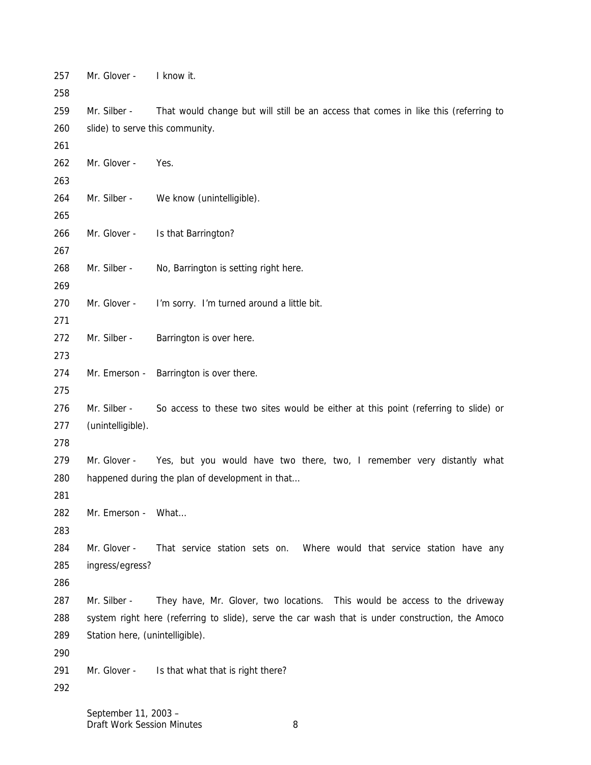Mr. Glover - I know it.

Mr. Silber - That would change but will still be an access that comes in like this (referring to slide) to serve this community.

Mr. Glover - Yes.

Mr. Silber - We know (unintelligible).

Mr. Glover - Is that Barrington?

Mr. Silber - No, Barrington is setting right here.

Mr. Glover - I'm sorry. I'm turned around a little bit.

Mr. Silber - Barrington is over here.

Mr. Emerson - Barrington is over there.

Mr. Silber - So access to these two sites would be either at this point (referring to slide) or (unintelligible).

Mr. Glover - Yes, but you would have two there, two, I remember very distantly what happened during the plan of development in that…

Mr. Emerson - What…

Mr. Glover - That service station sets on. Where would that service station have any ingress/egress?

Mr. Silber - They have, Mr. Glover, two locations. This would be access to the driveway system right here (referring to slide), serve the car wash that is under construction, the Amoco Station here, (unintelligible).

Mr. Glover - Is that what that is right there?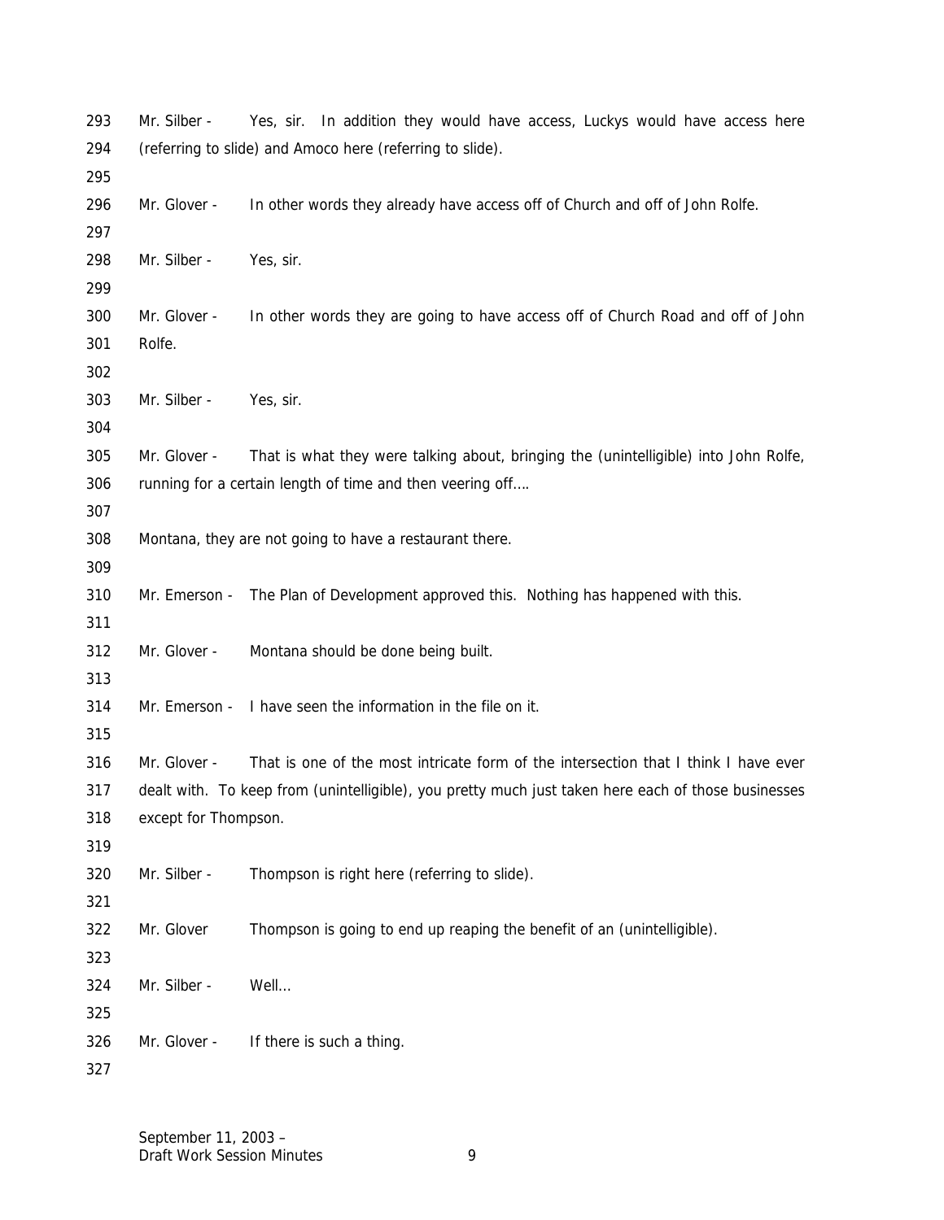Mr. Silber - Yes, sir. In addition they would have access, Luckys would have access here (referring to slide) and Amoco here (referring to slide).

Mr. Glover - In other words they already have access off of Church and off of John Rolfe.

Mr. Silber - Yes, sir.

Mr. Glover - In other words they are going to have access off of Church Road and off of John Rolfe.

Mr. Silber - Yes, sir.

Mr. Glover - That is what they were talking about, bringing the (unintelligible) into John Rolfe, running for a certain length of time and then veering off….

Montana, they are not going to have a restaurant there.

Mr. Emerson - The Plan of Development approved this. Nothing has happened with this.

Mr. Glover - Montana should be done being built.

Mr. Emerson - I have seen the information in the file on it.

Mr. Glover - That is one of the most intricate form of the intersection that I think I have ever dealt with. To keep from (unintelligible), you pretty much just taken here each of those businesses except for Thompson.

Mr. Silber - Thompson is right here (referring to slide).

Mr. Glover Thompson is going to end up reaping the benefit of an (unintelligible).

Mr. Silber - Well…

Mr. Glover - If there is such a thing.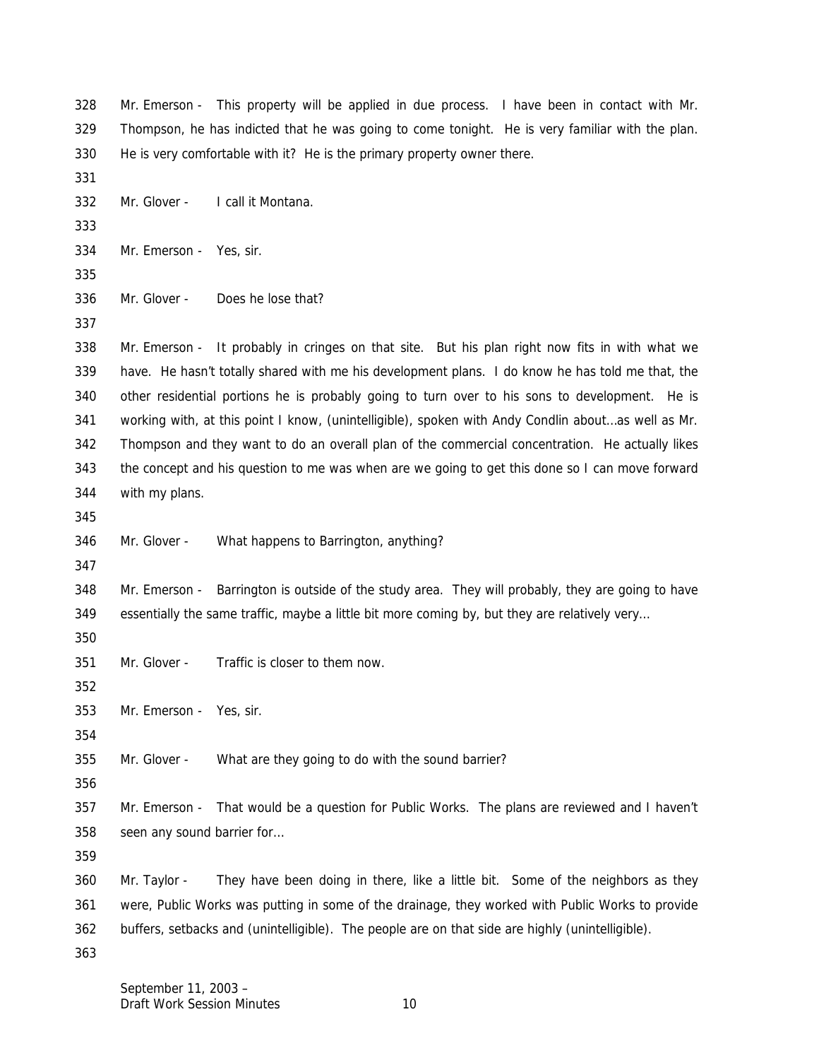Mr. Emerson - This property will be applied in due process. I have been in contact with Mr. Thompson, he has indicted that he was going to come tonight. He is very familiar with the plan. He is very comfortable with it? He is the primary property owner there.

Mr. Glover - I call it Montana.

Mr. Emerson - Yes, sir.

Mr. Glover - Does he lose that?

Mr. Emerson - It probably in cringes on that site. But his plan right now fits in with what we have. He hasn't totally shared with me his development plans. I do know he has told me that, the other residential portions he is probably going to turn over to his sons to development. He is working with, at this point I know, (unintelligible), spoken with Andy Condlin about…as well as Mr. Thompson and they want to do an overall plan of the commercial concentration. He actually likes the concept and his question to me was when are we going to get this done so I can move forward with my plans.

Mr. Glover - What happens to Barrington, anything?

Mr. Emerson - Barrington is outside of the study area. They will probably, they are going to have essentially the same traffic, maybe a little bit more coming by, but they are relatively very…

Mr. Glover - Traffic is closer to them now.

Mr. Emerson - Yes, sir.

Mr. Glover - What are they going to do with the sound barrier?

Mr. Emerson - That would be a question for Public Works. The plans are reviewed and I haven't seen any sound barrier for…

Mr. Taylor - They have been doing in there, like a little bit. Some of the neighbors as they were, Public Works was putting in some of the drainage, they worked with Public Works to provide buffers, setbacks and (unintelligible). The people are on that side are highly (unintelligible).

September 11, 2003 –
Draft Work Session Minutes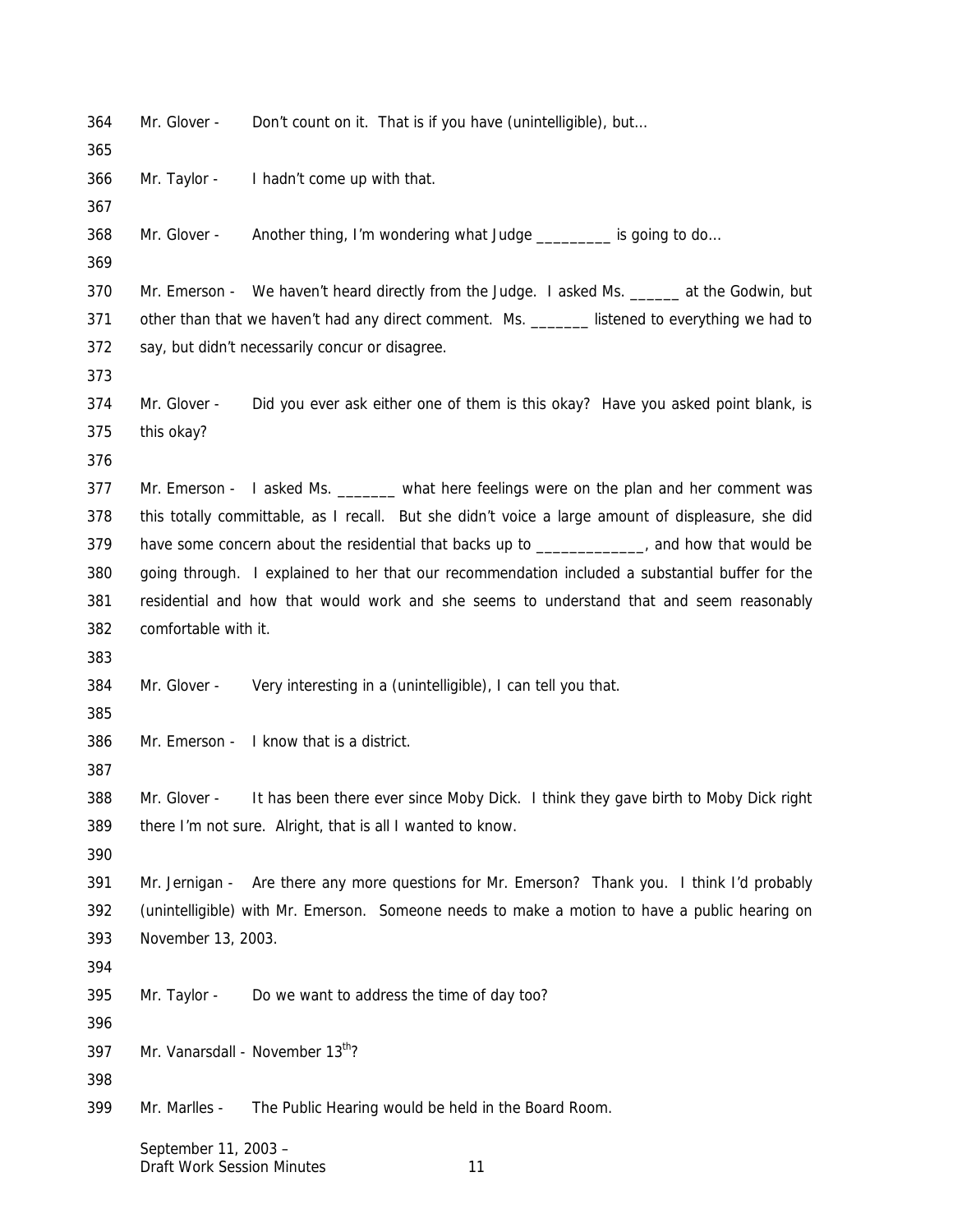364 Mr. Glover - Don't count on it. That is if you have (unintelligible), but…

365

366 Mr. Taylor - I hadn't come up with that.

367

368 Mr. Glover - Another thing, I'm wondering what Judge _________ is going to do…

369

370 Mr. Emerson - We haven't heard directly from the Judge. I asked Ms. ______ at the Godwin, but
371 other than that we haven't had any direct comment. Ms. _______ listened to everything we had to
372 say, but didn't necessarily concur or disagree.

373

374 Mr. Glover - Did you ever ask either one of them is this okay? Have you asked point blank, is
375 this okay?

376

377 Mr. Emerson - I asked Ms. _______ what here feelings were on the plan and her comment was
378 this totally committable, as I recall. But she didn't voice a large amount of displeasure, she did
379 have some concern about the residential that backs up to _____________, and how that would be
380 going through. I explained to her that our recommendation included a substantial buffer for the
381 residential and how that would work and she seems to understand that and seem reasonably
382 comfortable with it.

383

384 Mr. Glover - Very interesting in a (unintelligible), I can tell you that.

385

386 Mr. Emerson - I know that is a district.

387

388 Mr. Glover - It has been there ever since Moby Dick. I think they gave birth to Moby Dick right
389 there I'm not sure. Alright, that is all I wanted to know.

390

391 Mr. Jernigan - Are there any more questions for Mr. Emerson? Thank you. I think I'd probably
392 (unintelligible) with Mr. Emerson. Someone needs to make a motion to have a public hearing on
393 November 13, 2003.

394

395 Mr. Taylor - Do we want to address the time of day too?

396

397 Mr. Vanarsdall - November 13th?

398

399 Mr. Marlles - The Public Hearing would be held in the Board Room.

September 11, 2003 –
Draft Work Session Minutes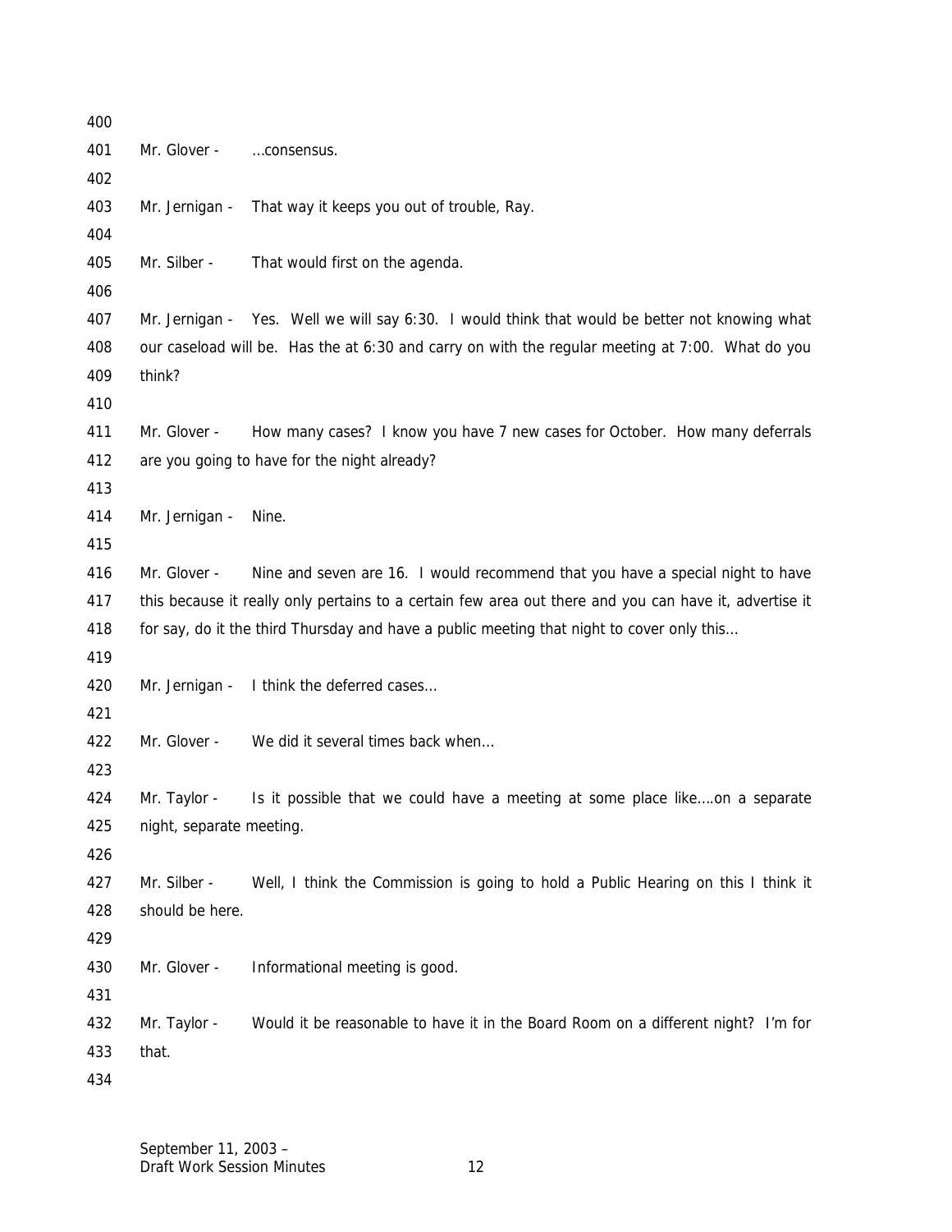Mr. Glover - …consensus.

Mr. Jernigan - That way it keeps you out of trouble, Ray.

Mr. Silber - That would first on the agenda.

Mr. Jernigan - Yes. Well we will say 6:30. I would think that would be better not knowing what our caseload will be. Has the at 6:30 and carry on with the regular meeting at 7:00. What do you think?

Mr. Glover - How many cases? I know you have 7 new cases for October. How many deferrals are you going to have for the night already?

Mr. Jernigan - Nine.

Mr. Glover - Nine and seven are 16. I would recommend that you have a special night to have this because it really only pertains to a certain few area out there and you can have it, advertise it for say, do it the third Thursday and have a public meeting that night to cover only this…

Mr. Jernigan - I think the deferred cases…

Mr. Glover - We did it several times back when…

Mr. Taylor - Is it possible that we could have a meeting at some place like….on a separate night, separate meeting.

Mr. Silber - Well, I think the Commission is going to hold a Public Hearing on this I think it should be here.

Mr. Glover - Informational meeting is good.

Mr. Taylor - Would it be reasonable to have it in the Board Room on a different night? I'm for that.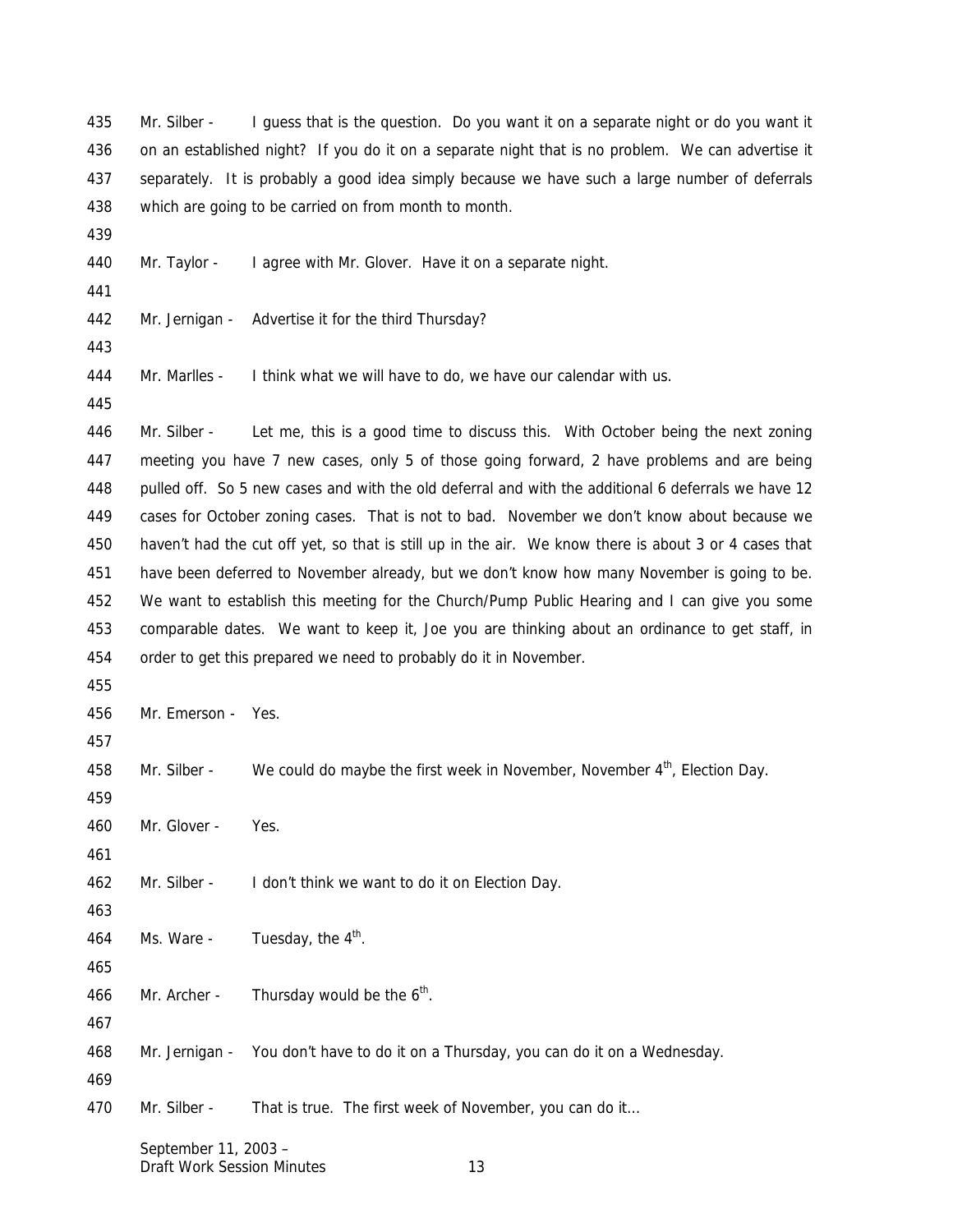435 Mr. Silber - I guess that is the question. Do you want it on a separate night or do you want it
436 on an established night? If you do it on a separate night that is no problem. We can advertise it
437 separately. It is probably a good idea simply because we have such a large number of deferrals
438 which are going to be carried on from month to month.

439

440 Mr. Taylor - I agree with Mr. Glover. Have it on a separate night.

441

442 Mr. Jernigan - Advertise it for the third Thursday?

443

444 Mr. Marlles - I think what we will have to do, we have our calendar with us.

445

446 Mr. Silber - Let me, this is a good time to discuss this. With October being the next zoning
447 meeting you have 7 new cases, only 5 of those going forward, 2 have problems and are being
448 pulled off. So 5 new cases and with the old deferral and with the additional 6 deferrals we have 12
449 cases for October zoning cases. That is not to bad. November we don't know about because we
450 haven't had the cut off yet, so that is still up in the air. We know there is about 3 or 4 cases that
451 have been deferred to November already, but we don't know how many November is going to be.
452 We want to establish this meeting for the Church/Pump Public Hearing and I can give you some
453 comparable dates. We want to keep it, Joe you are thinking about an ordinance to get staff, in
454 order to get this prepared we need to probably do it in November.

455

456 Mr. Emerson - Yes.

457

458 Mr. Silber - We could do maybe the first week in November, November 4th, Election Day.

459

460 Mr. Glover - Yes.

461

462 Mr. Silber - I don't think we want to do it on Election Day.

463

464 Ms. Ware - Tuesday, the 4th.

465

466 Mr. Archer - Thursday would be the 6th.

467

468 Mr. Jernigan - You don't have to do it on a Thursday, you can do it on a Wednesday.

469

470 Mr. Silber - That is true. The first week of November, you can do it…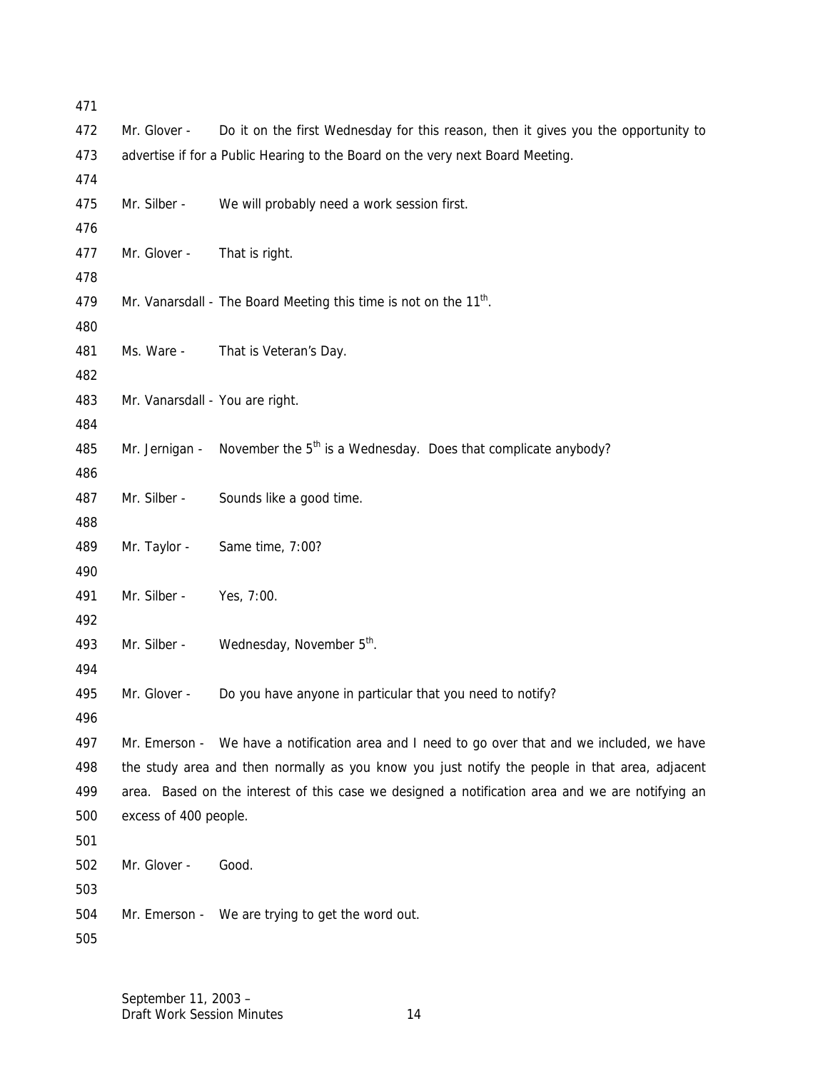471

472 Mr. Glover - Do it on the first Wednesday for this reason, then it gives you the opportunity to
473 advertise if for a Public Hearing to the Board on the very next Board Meeting.

474

475 Mr. Silber - We will probably need a work session first.

476

477 Mr. Glover - That is right.

478

479 Mr. Vanarsdall - The Board Meeting this time is not on the 11th.

480

481 Ms. Ware - That is Veteran's Day.

482

483 Mr. Vanarsdall - You are right.

484

485 Mr. Jernigan - November the 5th is a Wednesday. Does that complicate anybody?

486

487 Mr. Silber - Sounds like a good time.

488

489 Mr. Taylor - Same time, 7:00?

490

491 Mr. Silber - Yes, 7:00.

492

493 Mr. Silber - Wednesday, November 5th.

494

495 Mr. Glover - Do you have anyone in particular that you need to notify?

496

497 Mr. Emerson - We have a notification area and I need to go over that and we included, we have
498 the study area and then normally as you know you just notify the people in that area, adjacent
499 area. Based on the interest of this case we designed a notification area and we are notifying an
500 excess of 400 people.

501

502 Mr. Glover - Good.

503

504 Mr. Emerson - We are trying to get the word out.

505

September 11, 2003 –
Draft Work Session Minutes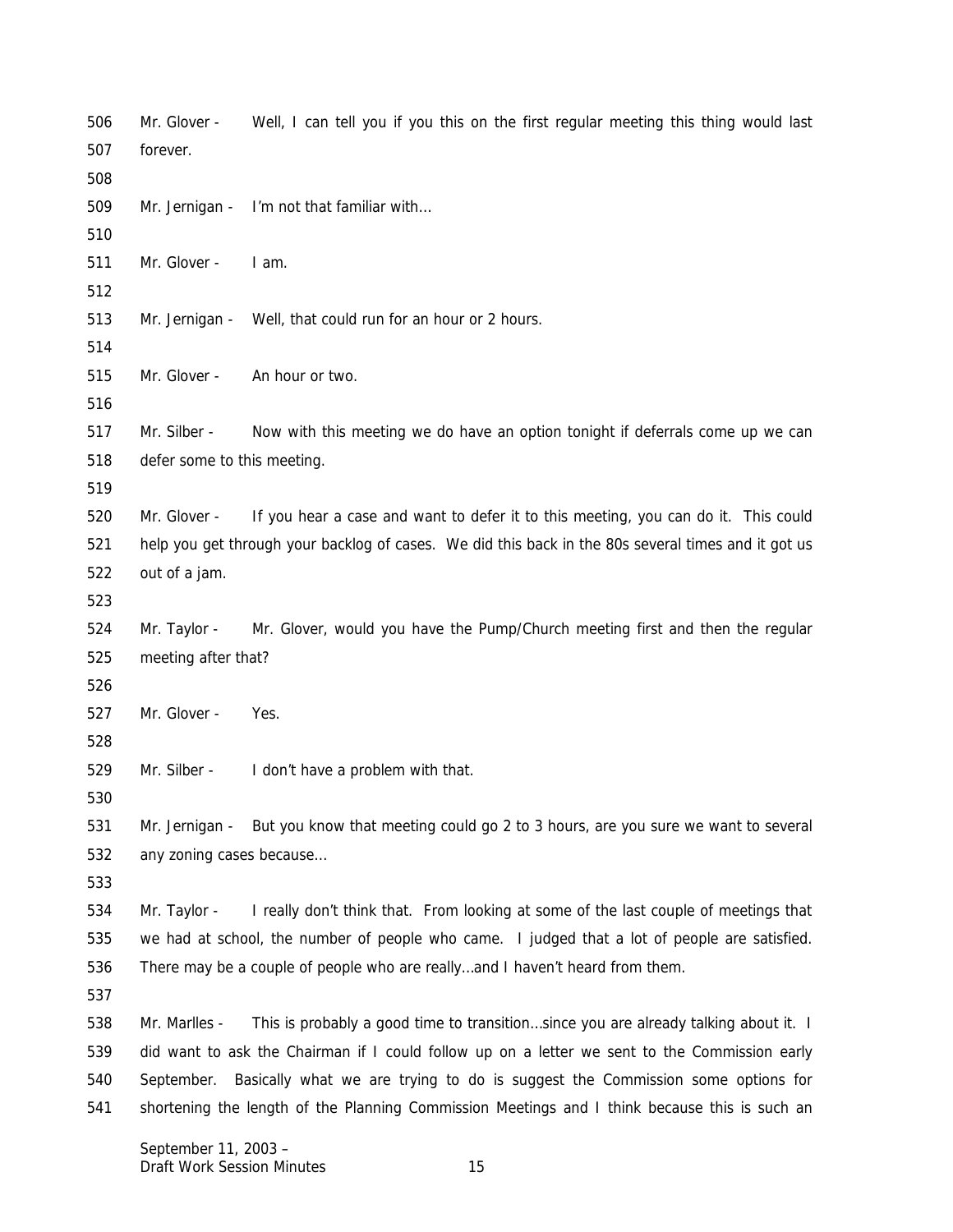Mr. Glover - Well, I can tell you if you this on the first regular meeting this thing would last forever.

Mr. Jernigan - I'm not that familiar with…

Mr. Glover - I am.

Mr. Jernigan - Well, that could run for an hour or 2 hours.

Mr. Glover - An hour or two.

Mr. Silber - Now with this meeting we do have an option tonight if deferrals come up we can defer some to this meeting.

Mr. Glover - If you hear a case and want to defer it to this meeting, you can do it. This could help you get through your backlog of cases. We did this back in the 80s several times and it got us out of a jam.

Mr. Taylor - Mr. Glover, would you have the Pump/Church meeting first and then the regular meeting after that?

Mr. Glover - Yes.

Mr. Silber - I don't have a problem with that.

Mr. Jernigan - But you know that meeting could go 2 to 3 hours, are you sure we want to several any zoning cases because…

Mr. Taylor - I really don't think that. From looking at some of the last couple of meetings that we had at school, the number of people who came. I judged that a lot of people are satisfied. There may be a couple of people who are really…and I haven't heard from them.

Mr. Marlles - This is probably a good time to transition…since you are already talking about it. I did want to ask the Chairman if I could follow up on a letter we sent to the Commission early September. Basically what we are trying to do is suggest the Commission some options for shortening the length of the Planning Commission Meetings and I think because this is such an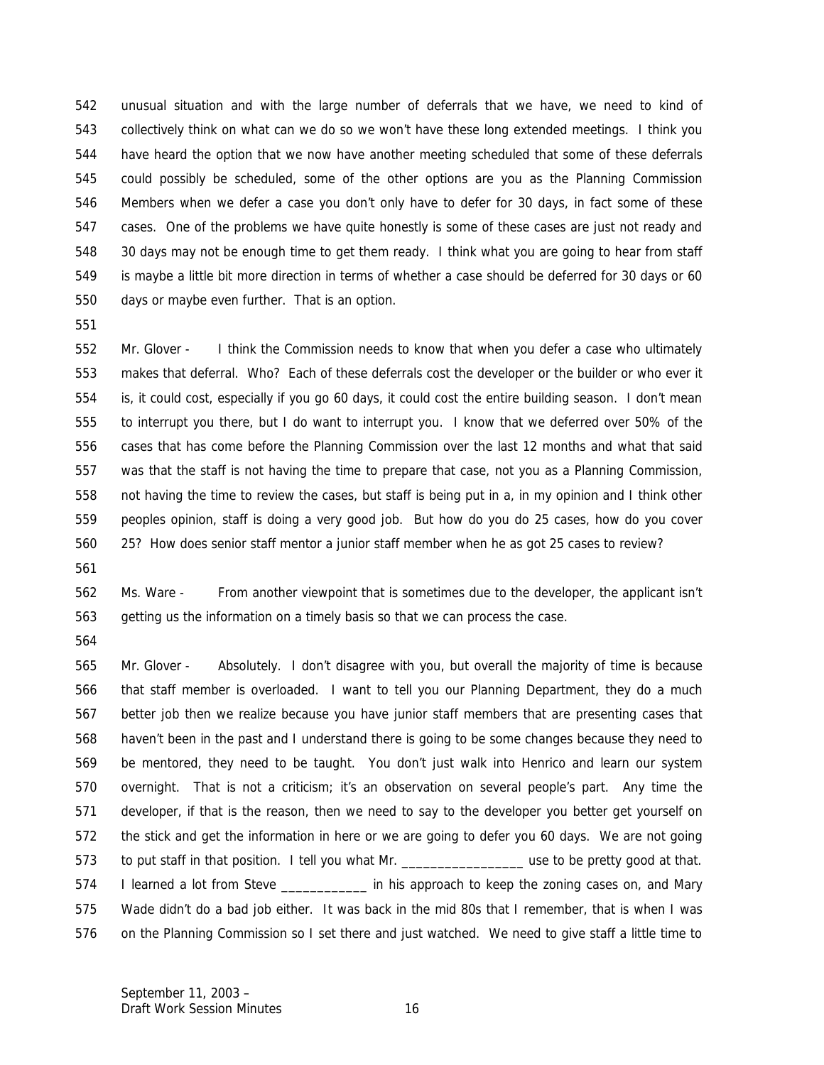unusual situation and with the large number of deferrals that we have, we need to kind of collectively think on what can we do so we won't have these long extended meetings. I think you have heard the option that we now have another meeting scheduled that some of these deferrals could possibly be scheduled, some of the other options are you as the Planning Commission Members when we defer a case you don't only have to defer for 30 days, in fact some of these cases. One of the problems we have quite honestly is some of these cases are just not ready and 30 days may not be enough time to get them ready. I think what you are going to hear from staff is maybe a little bit more direction in terms of whether a case should be deferred for 30 days or 60 days or maybe even further. That is an option.

Mr. Glover - I think the Commission needs to know that when you defer a case who ultimately makes that deferral. Who? Each of these deferrals cost the developer or the builder or who ever it is, it could cost, especially if you go 60 days, it could cost the entire building season. I don't mean to interrupt you there, but I do want to interrupt you. I know that we deferred over 50% of the cases that has come before the Planning Commission over the last 12 months and what that said was that the staff is not having the time to prepare that case, not you as a Planning Commission, not having the time to review the cases, but staff is being put in a, in my opinion and I think other peoples opinion, staff is doing a very good job. But how do you do 25 cases, how do you cover 25? How does senior staff mentor a junior staff member when he as got 25 cases to review?

Ms. Ware - From another viewpoint that is sometimes due to the developer, the applicant isn't getting us the information on a timely basis so that we can process the case.

Mr. Glover - Absolutely. I don't disagree with you, but overall the majority of time is because that staff member is overloaded. I want to tell you our Planning Department, they do a much better job then we realize because you have junior staff members that are presenting cases that haven't been in the past and I understand there is going to be some changes because they need to be mentored, they need to be taught. You don't just walk into Henrico and learn our system overnight. That is not a criticism; it's an observation on several people's part. Any time the developer, if that is the reason, then we need to say to the developer you better get yourself on the stick and get the information in here or we are going to defer you 60 days. We are not going to put staff in that position. I tell you what Mr. _________________ use to be pretty good at that. I learned a lot from Steve ____________ in his approach to keep the zoning cases on, and Mary Wade didn't do a bad job either. It was back in the mid 80s that I remember, that is when I was on the Planning Commission so I set there and just watched. We need to give staff a little time to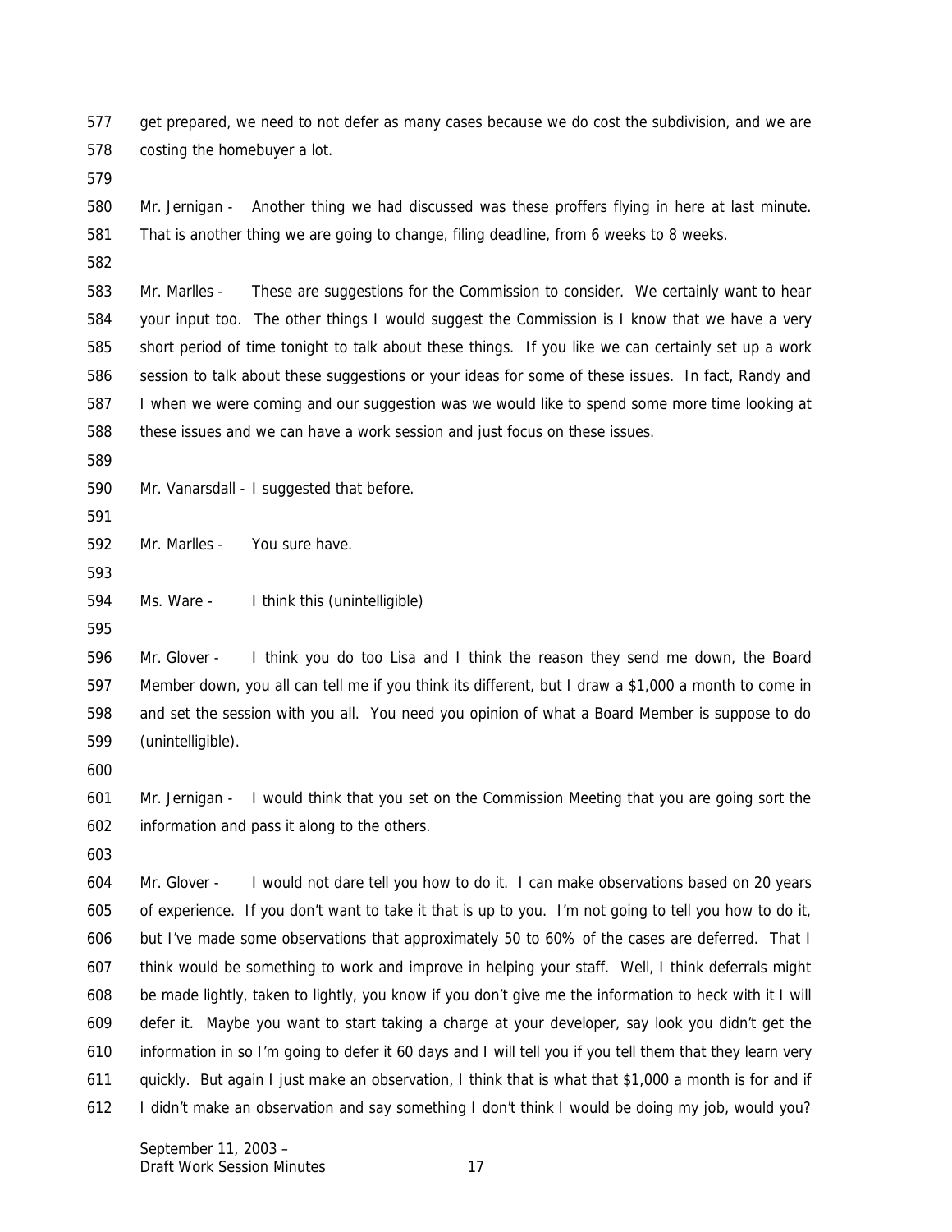get prepared, we need to not defer as many cases because we do cost the subdivision, and we are costing the homebuyer a lot.

Mr. Jernigan - Another thing we had discussed was these proffers flying in here at last minute. That is another thing we are going to change, filing deadline, from 6 weeks to 8 weeks.

Mr. Marlles - These are suggestions for the Commission to consider. We certainly want to hear your input too. The other things I would suggest the Commission is I know that we have a very short period of time tonight to talk about these things. If you like we can certainly set up a work session to talk about these suggestions or your ideas for some of these issues. In fact, Randy and I when we were coming and our suggestion was we would like to spend some more time looking at these issues and we can have a work session and just focus on these issues.

Mr. Vanarsdall - I suggested that before.

Mr. Marlles - You sure have.

Ms. Ware - I think this (unintelligible)

Mr. Glover - I think you do too Lisa and I think the reason they send me down, the Board Member down, you all can tell me if you think its different, but I draw a $1,000 a month to come in and set the session with you all. You need you opinion of what a Board Member is suppose to do (unintelligible).

Mr. Jernigan - I would think that you set on the Commission Meeting that you are going sort the information and pass it along to the others.

Mr. Glover - I would not dare tell you how to do it. I can make observations based on 20 years of experience. If you don't want to take it that is up to you. I'm not going to tell you how to do it, but I've made some observations that approximately 50 to 60% of the cases are deferred. That I think would be something to work and improve in helping your staff. Well, I think deferrals might be made lightly, taken to lightly, you know if you don't give me the information to heck with it I will defer it. Maybe you want to start taking a charge at your developer, say look you didn't get the information in so I'm going to defer it 60 days and I will tell you if you tell them that they learn very quickly. But again I just make an observation, I think that is what that $1,000 a month is for and if I didn't make an observation and say something I don't think I would be doing my job, would you?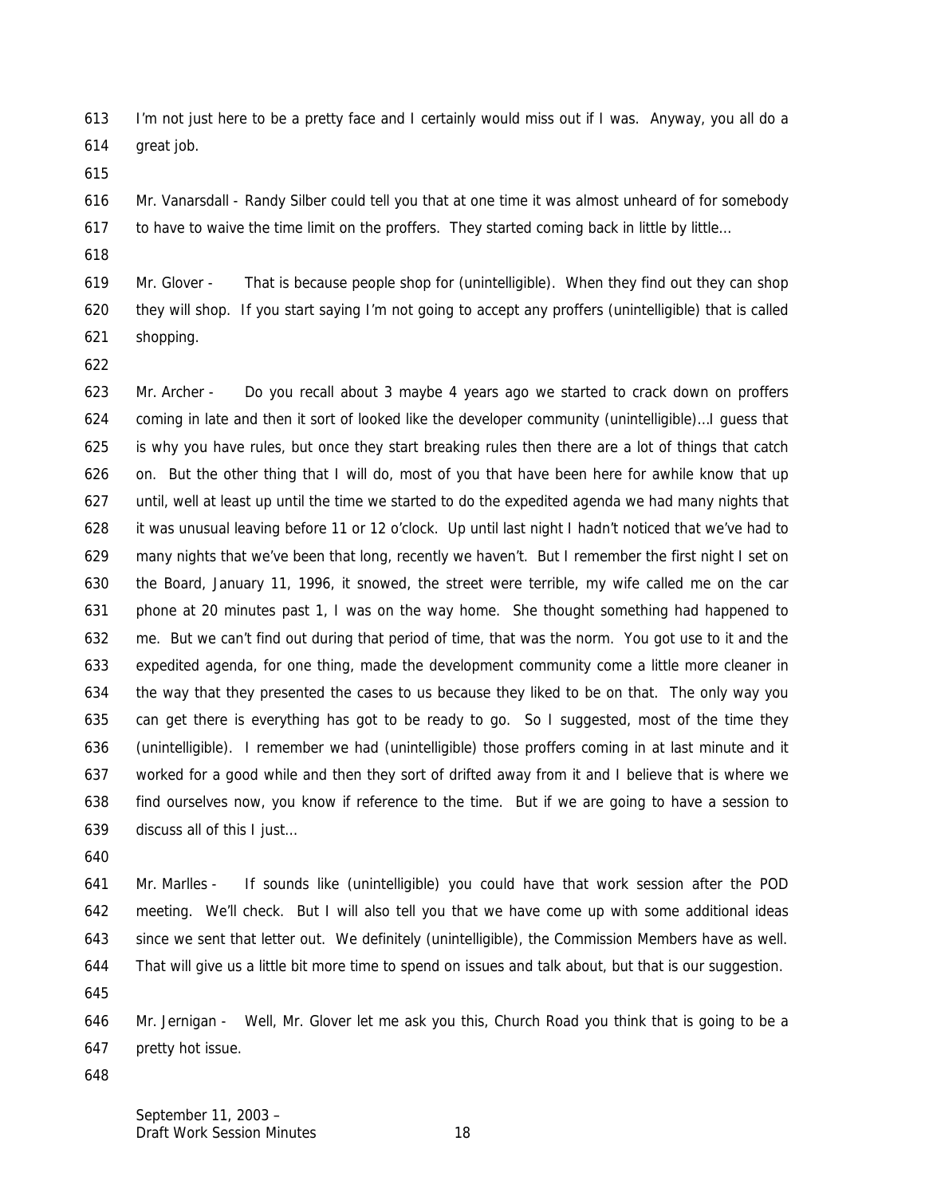I'm not just here to be a pretty face and I certainly would miss out if I was. Anyway, you all do a great job.

Mr. Vanarsdall - Randy Silber could tell you that at one time it was almost unheard of for somebody to have to waive the time limit on the proffers. They started coming back in little by little…

Mr. Glover - That is because people shop for (unintelligible). When they find out they can shop they will shop. If you start saying I'm not going to accept any proffers (unintelligible) that is called shopping.

Mr. Archer - Do you recall about 3 maybe 4 years ago we started to crack down on proffers coming in late and then it sort of looked like the developer community (unintelligible)…I guess that is why you have rules, but once they start breaking rules then there are a lot of things that catch on. But the other thing that I will do, most of you that have been here for awhile know that up until, well at least up until the time we started to do the expedited agenda we had many nights that it was unusual leaving before 11 or 12 o'clock. Up until last night I hadn't noticed that we've had to many nights that we've been that long, recently we haven't. But I remember the first night I set on the Board, January 11, 1996, it snowed, the street were terrible, my wife called me on the car phone at 20 minutes past 1, I was on the way home. She thought something had happened to me. But we can't find out during that period of time, that was the norm. You got use to it and the expedited agenda, for one thing, made the development community come a little more cleaner in the way that they presented the cases to us because they liked to be on that. The only way you can get there is everything has got to be ready to go. So I suggested, most of the time they (unintelligible). I remember we had (unintelligible) those proffers coming in at last minute and it worked for a good while and then they sort of drifted away from it and I believe that is where we find ourselves now, you know if reference to the time. But if we are going to have a session to discuss all of this I just…

Mr. Marlles - If sounds like (unintelligible) you could have that work session after the POD meeting. We'll check. But I will also tell you that we have come up with some additional ideas since we sent that letter out. We definitely (unintelligible), the Commission Members have as well. That will give us a little bit more time to spend on issues and talk about, but that is our suggestion.

Mr. Jernigan - Well, Mr. Glover let me ask you this, Church Road you think that is going to be a pretty hot issue.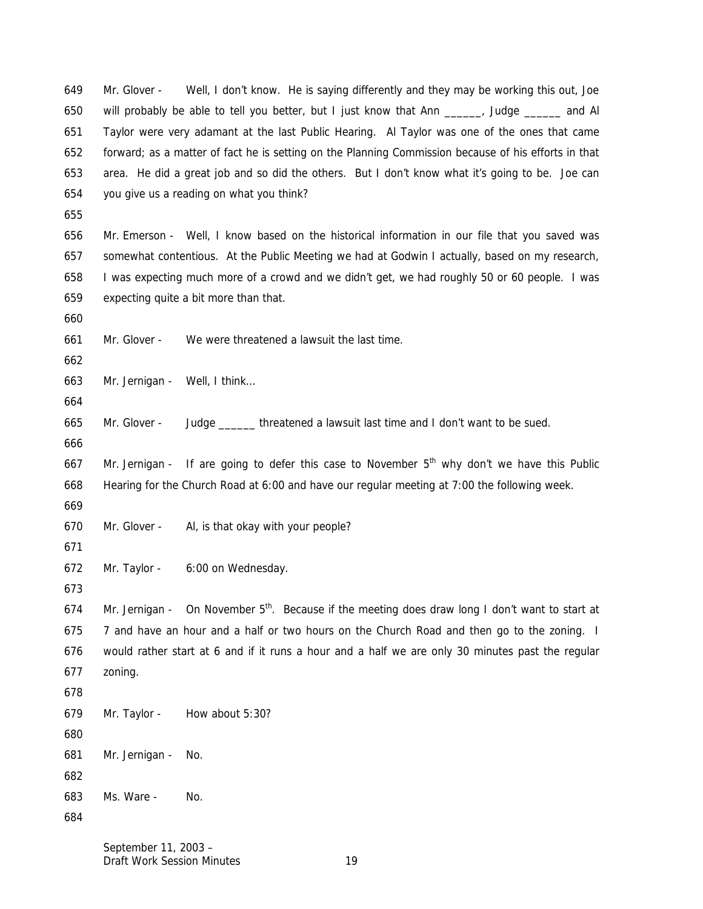649 Mr. Glover - Well, I don't know. He is saying differently and they may be working this out, Joe
650 will probably be able to tell you better, but I just know that Ann ______, Judge ______ and Al
651 Taylor were very adamant at the last Public Hearing. Al Taylor was one of the ones that came
652 forward; as a matter of fact he is setting on the Planning Commission because of his efforts in that
653 area. He did a great job and so did the others. But I don't know what it's going to be. Joe can
654 you give us a reading on what you think?
655
656 Mr. Emerson - Well, I know based on the historical information in our file that you saved was
657 somewhat contentious. At the Public Meeting we had at Godwin I actually, based on my research,
658 I was expecting much more of a crowd and we didn't get, we had roughly 50 or 60 people. I was
659 expecting quite a bit more than that.
660
661 Mr. Glover - We were threatened a lawsuit the last time.
662
663 Mr. Jernigan - Well, I think…
664
665 Mr. Glover - Judge ______ threatened a lawsuit last time and I don't want to be sued.
666
667 Mr. Jernigan - If are going to defer this case to November 5th why don't we have this Public
668 Hearing for the Church Road at 6:00 and have our regular meeting at 7:00 the following week.
669
670 Mr. Glover - Al, is that okay with your people?
671
672 Mr. Taylor - 6:00 on Wednesday.
673
674 Mr. Jernigan - On November 5th. Because if the meeting does draw long I don't want to start at
675 7 and have an hour and a half or two hours on the Church Road and then go to the zoning. I
676 would rather start at 6 and if it runs a hour and a half we are only 30 minutes past the regular
677 zoning.
678
679 Mr. Taylor - How about 5:30?
680
681 Mr. Jernigan - No.
682
683 Ms. Ware - No.
684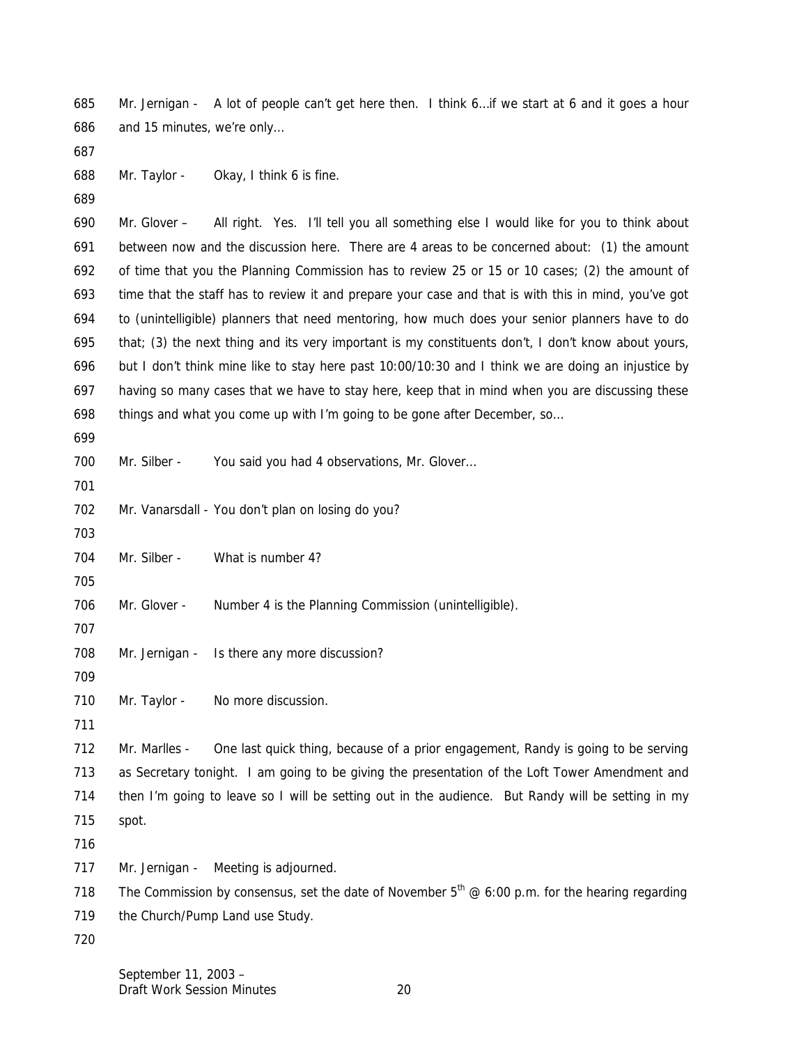685 Mr. Jernigan - A lot of people can't get here then. I think 6…if we start at 6 and it goes a hour
686 and 15 minutes, we're only…
687
688 Mr. Taylor - Okay, I think 6 is fine.
689
690 Mr. Glover – All right. Yes. I'll tell you all something else I would like for you to think about
691 between now and the discussion here. There are 4 areas to be concerned about: (1) the amount
692 of time that you the Planning Commission has to review 25 or 15 or 10 cases; (2) the amount of
693 time that the staff has to review it and prepare your case and that is with this in mind, you've got
694 to (unintelligible) planners that need mentoring, how much does your senior planners have to do
695 that; (3) the next thing and its very important is my constituents don't, I don't know about yours,
696 but I don't think mine like to stay here past 10:00/10:30 and I think we are doing an injustice by
697 having so many cases that we have to stay here, keep that in mind when you are discussing these
698 things and what you come up with I'm going to be gone after December, so…
699
700 Mr. Silber - You said you had 4 observations, Mr. Glover…
701
702 Mr. Vanarsdall - You don't plan on losing do you?
703
704 Mr. Silber - What is number 4?
705
706 Mr. Glover - Number 4 is the Planning Commission (unintelligible).
707
708 Mr. Jernigan - Is there any more discussion?
709
710 Mr. Taylor - No more discussion.
711
712 Mr. Marlles - One last quick thing, because of a prior engagement, Randy is going to be serving
713 as Secretary tonight. I am going to be giving the presentation of the Loft Tower Amendment and
714 then I'm going to leave so I will be setting out in the audience. But Randy will be setting in my
715 spot.
716
717 Mr. Jernigan - Meeting is adjourned.
718 The Commission by consensus, set the date of November 5th @ 6:00 p.m. for the hearing regarding
719 the Church/Pump Land use Study.
720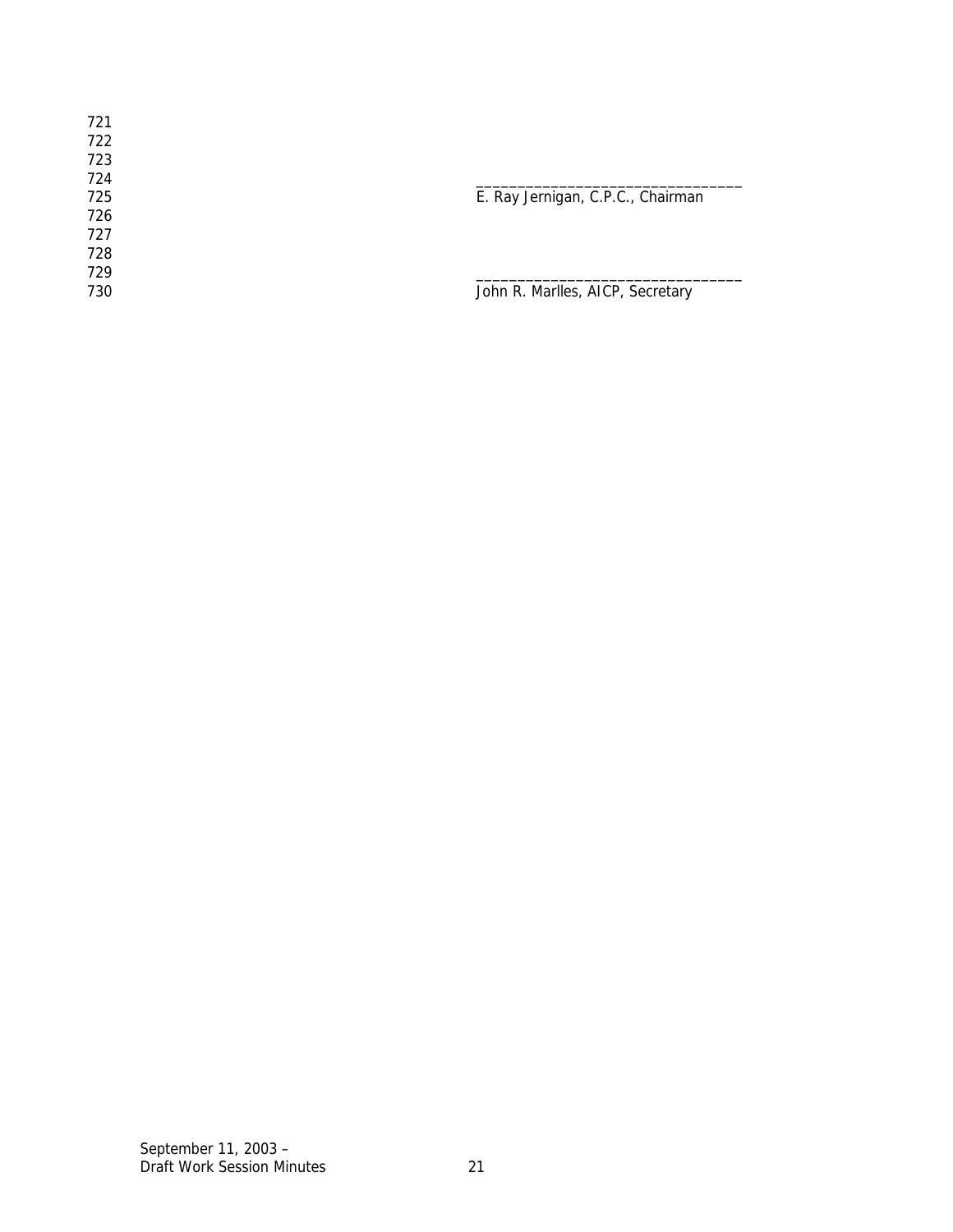721
722
723
724 \_\_\_\_\_\_\_\_\_\_\_\_\_\_\_\_\_\_\_\_\_\_\_\_\_\_\_\_\_\_\_\_
725 E. Ray Jernigan, C.P.C., Chairman
726
727
728
729 \_\_\_\_\_\_\_\_\_\_\_\_\_\_\_\_\_\_\_\_\_\_\_\_\_\_\_\_\_\_\_\_
730 John R. Marlles, AICP, Secretary